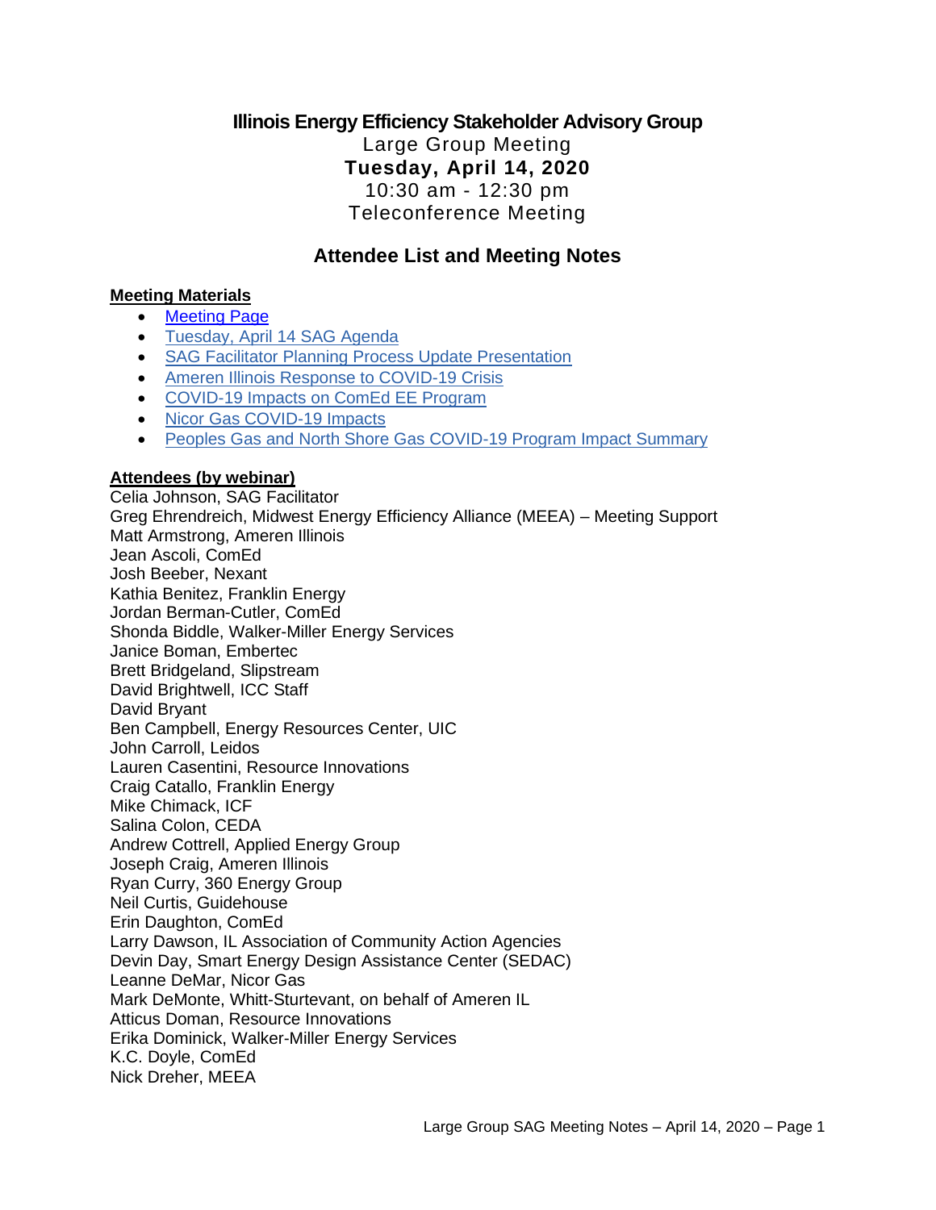# Illinois Energy Efficiency Stakeholder Advisory Group

Large Group Meeting

**Tuesday, April 14, 2020**

10:30 am - 12:30 pm

Teleconference Meeting

## Attendee List and Meeting Notes

**Meeting Materials**

- Meeting Page
- Tuesday, April 14 SAG Agenda
- SAG Facilitator Planning Process Update Presentation
- Ameren Illinois Response to COVID-19 Crisis
- COVID-19 Impacts on ComEd EE Program
- Nicor Gas COVID-19 Impacts
- Peoples Gas and North Shore Gas COVID-19 Program Impact Summary

**Attendees (by webinar)**

Celia Johnson, SAG Facilitator
Greg Ehrendreich, Midwest Energy Efficiency Alliance (MEEA) – Meeting Support
Matt Armstrong, Ameren Illinois
Jean Ascoli, ComEd
Josh Beeber, Nexant
Kathia Benitez, Franklin Energy
Jordan Berman-Cutler, ComEd
Shonda Biddle, Walker-Miller Energy Services
Janice Boman, Embertec
Brett Bridgeland, Slipstream
David Brightwell, ICC Staff
David Bryant
Ben Campbell, Energy Resources Center, UIC
John Carroll, Leidos
Lauren Casentini, Resource Innovations
Craig Catallo, Franklin Energy
Mike Chimack, ICF
Salina Colon, CEDA
Andrew Cottrell, Applied Energy Group
Joseph Craig, Ameren Illinois
Ryan Curry, 360 Energy Group
Neil Curtis, Guidehouse
Erin Daughton, ComEd
Larry Dawson, IL Association of Community Action Agencies
Devin Day, Smart Energy Design Assistance Center (SEDAC)
Leanne DeMar, Nicor Gas
Mark DeMonte, Whitt-Sturtevant, on behalf of Ameren IL
Atticus Doman, Resource Innovations
Erika Dominick, Walker-Miller Energy Services
K.C. Doyle, ComEd
Nick Dreher, MEEA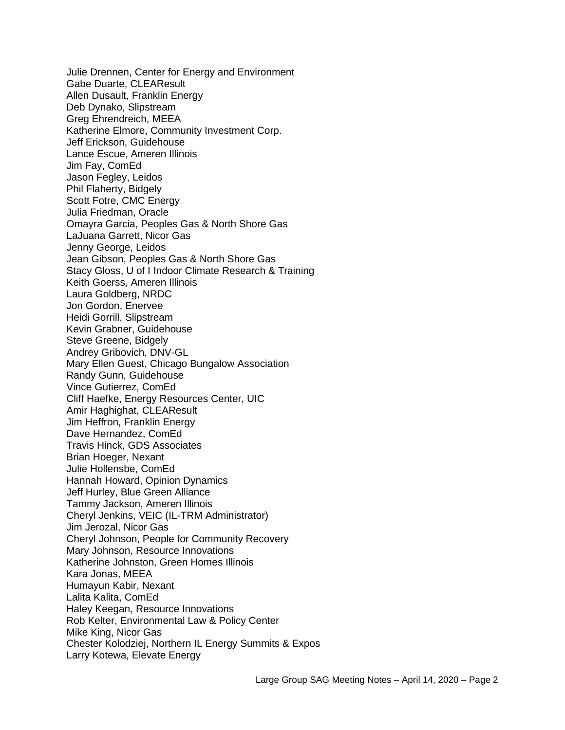Julie Drennen, Center for Energy and Environment
Gabe Duarte, CLEAResult
Allen Dusault, Franklin Energy
Deb Dynako, Slipstream
Greg Ehrendreich, MEEA
Katherine Elmore, Community Investment Corp.
Jeff Erickson, Guidehouse
Lance Escue, Ameren Illinois
Jim Fay, ComEd
Jason Fegley, Leidos
Phil Flaherty, Bidgely
Scott Fotre, CMC Energy
Julia Friedman, Oracle
Omayra Garcia, Peoples Gas & North Shore Gas
LaJuana Garrett, Nicor Gas
Jenny George, Leidos
Jean Gibson, Peoples Gas & North Shore Gas
Stacy Gloss, U of I Indoor Climate Research & Training
Keith Goerss, Ameren Illinois
Laura Goldberg, NRDC
Jon Gordon, Enervee
Heidi Gorrill, Slipstream
Kevin Grabner, Guidehouse
Steve Greene, Bidgely
Andrey Gribovich, DNV-GL
Mary Ellen Guest, Chicago Bungalow Association
Randy Gunn, Guidehouse
Vince Gutierrez, ComEd
Cliff Haefke, Energy Resources Center, UIC
Amir Haghighat, CLEAResult
Jim Heffron, Franklin Energy
Dave Hernandez, ComEd
Travis Hinck, GDS Associates
Brian Hoeger, Nexant
Julie Hollensbe, ComEd
Hannah Howard, Opinion Dynamics
Jeff Hurley, Blue Green Alliance
Tammy Jackson, Ameren Illinois
Cheryl Jenkins, VEIC (IL-TRM Administrator)
Jim Jerozal, Nicor Gas
Cheryl Johnson, People for Community Recovery
Mary Johnson, Resource Innovations
Katherine Johnston, Green Homes Illinois
Kara Jonas, MEEA
Humayun Kabir, Nexant
Lalita Kalita, ComEd
Haley Keegan, Resource Innovations
Rob Kelter, Environmental Law & Policy Center
Mike King, Nicor Gas
Chester Kolodziej, Northern IL Energy Summits & Expos
Larry Kotewa, Elevate Energy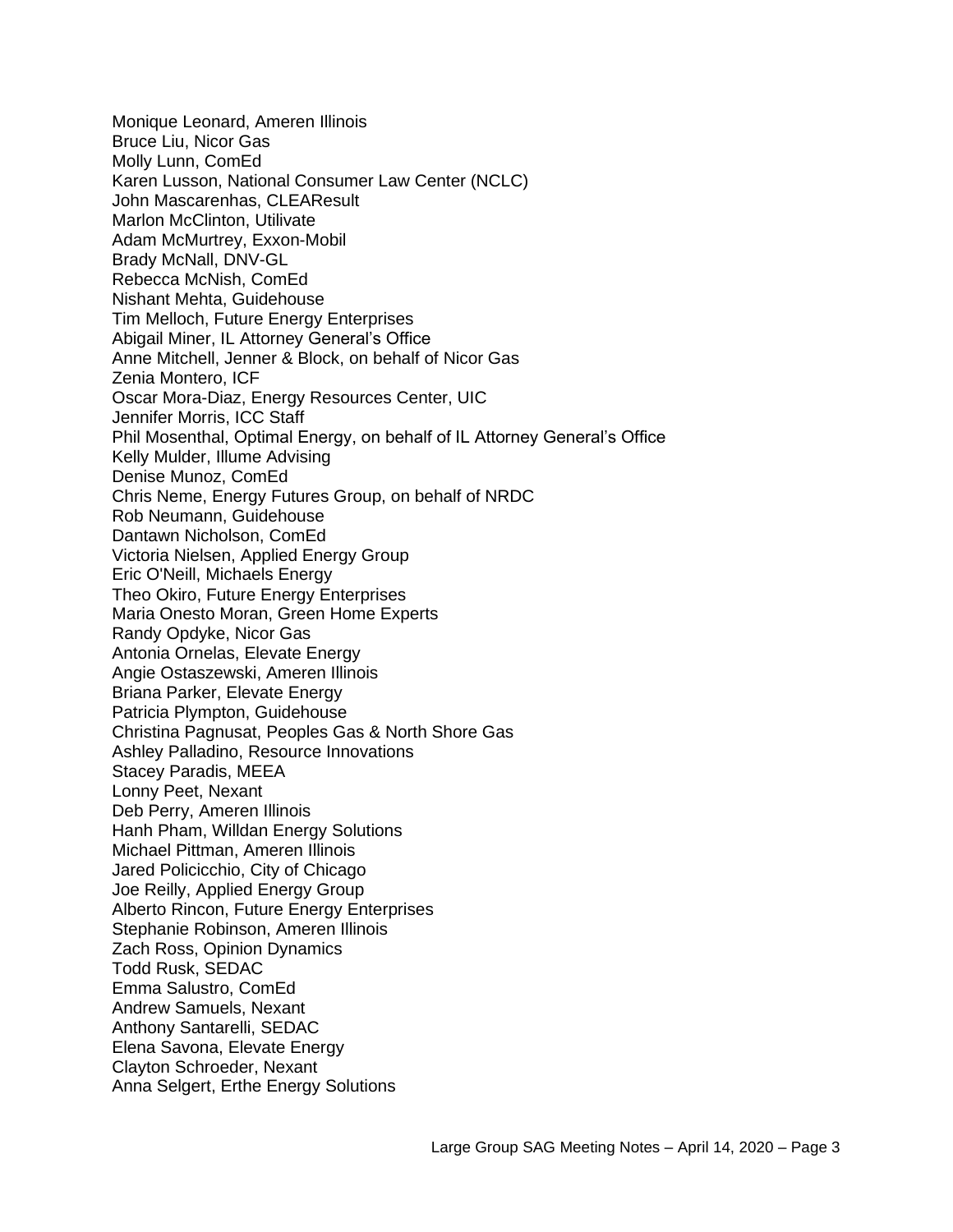Monique Leonard, Ameren Illinois
Bruce Liu, Nicor Gas
Molly Lunn, ComEd
Karen Lusson, National Consumer Law Center (NCLC)
John Mascarenhas, CLEAResult
Marlon McClinton, Utilivate
Adam McMurtrey, Exxon-Mobil
Brady McNall, DNV-GL
Rebecca McNish, ComEd
Nishant Mehta, Guidehouse
Tim Melloch, Future Energy Enterprises
Abigail Miner, IL Attorney General's Office
Anne Mitchell, Jenner & Block, on behalf of Nicor Gas
Zenia Montero, ICF
Oscar Mora-Diaz, Energy Resources Center, UIC
Jennifer Morris, ICC Staff
Phil Mosenthal, Optimal Energy, on behalf of IL Attorney General's Office
Kelly Mulder, Illume Advising
Denise Munoz, ComEd
Chris Neme, Energy Futures Group, on behalf of NRDC
Rob Neumann, Guidehouse
Dantawn Nicholson, ComEd
Victoria Nielsen, Applied Energy Group
Eric O'Neill, Michaels Energy
Theo Okiro, Future Energy Enterprises
Maria Onesto Moran, Green Home Experts
Randy Opdyke, Nicor Gas
Antonia Ornelas, Elevate Energy
Angie Ostaszewski, Ameren Illinois
Briana Parker, Elevate Energy
Patricia Plympton, Guidehouse
Christina Pagnusat, Peoples Gas & North Shore Gas
Ashley Palladino, Resource Innovations
Stacey Paradis, MEEA
Lonny Peet, Nexant
Deb Perry, Ameren Illinois
Hanh Pham, Willdan Energy Solutions
Michael Pittman, Ameren Illinois
Jared Policicchio, City of Chicago
Joe Reilly, Applied Energy Group
Alberto Rincon, Future Energy Enterprises
Stephanie Robinson, Ameren Illinois
Zach Ross, Opinion Dynamics
Todd Rusk, SEDAC
Emma Salustro, ComEd
Andrew Samuels, Nexant
Anthony Santarelli, SEDAC
Elena Savona, Elevate Energy
Clayton Schroeder, Nexant
Anna Selgert, Erthe Energy Solutions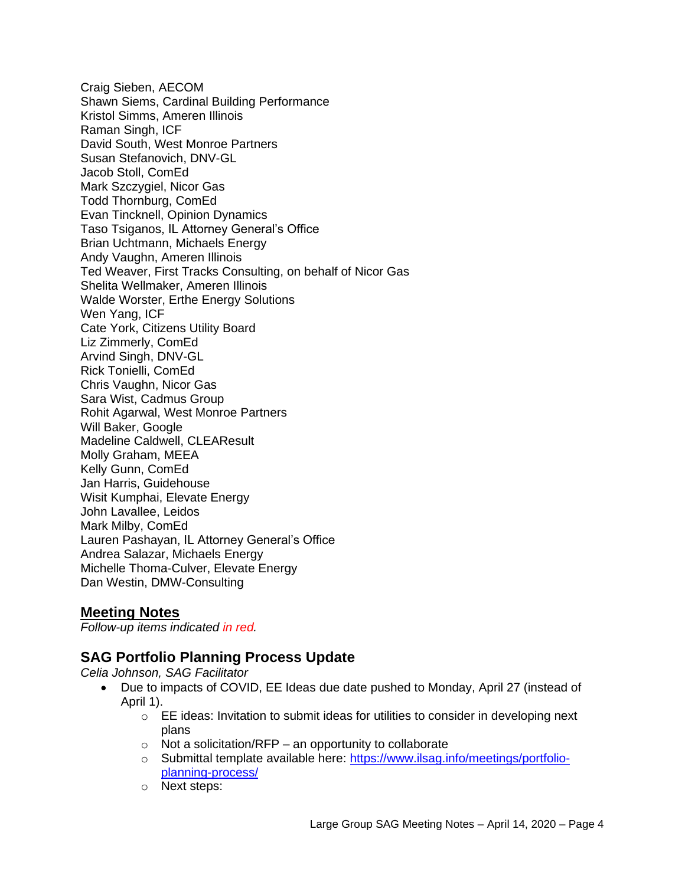Craig Sieben, AECOM
Shawn Siems, Cardinal Building Performance
Kristol Simms, Ameren Illinois
Raman Singh, ICF
David South, West Monroe Partners
Susan Stefanovich, DNV-GL
Jacob Stoll, ComEd
Mark Szczygiel, Nicor Gas
Todd Thornburg, ComEd
Evan Tincknell, Opinion Dynamics
Taso Tsiganos, IL Attorney General's Office
Brian Uchtmann, Michaels Energy
Andy Vaughn, Ameren Illinois
Ted Weaver, First Tracks Consulting, on behalf of Nicor Gas
Shelita Wellmaker, Ameren Illinois
Walde Worster, Erthe Energy Solutions
Wen Yang, ICF
Cate York, Citizens Utility Board
Liz Zimmerly, ComEd
Arvind Singh, DNV-GL
Rick Tonielli, ComEd
Chris Vaughn, Nicor Gas
Sara Wist, Cadmus Group
Rohit Agarwal, West Monroe Partners
Will Baker, Google
Madeline Caldwell, CLEAResult
Molly Graham, MEEA
Kelly Gunn, ComEd
Jan Harris, Guidehouse
Wisit Kumphai, Elevate Energy
John Lavallee, Leidos
Mark Milby, ComEd
Lauren Pashayan, IL Attorney General's Office
Andrea Salazar, Michaels Energy
Michelle Thoma-Culver, Elevate Energy
Dan Westin, DMW-Consulting

## Meeting Notes

*Follow-up items indicated in red.*

## SAG Portfolio Planning Process Update

*Celia Johnson, SAG Facilitator*

- Due to impacts of COVID, EE Ideas due date pushed to Monday, April 27 (instead of April 1).
    - EE ideas: Invitation to submit ideas for utilities to consider in developing next plans
    - Not a solicitation/RFP – an opportunity to collaborate
    - Submittal template available here: https://www.ilsag.info/meetings/portfolio-planning-process/
    - Next steps: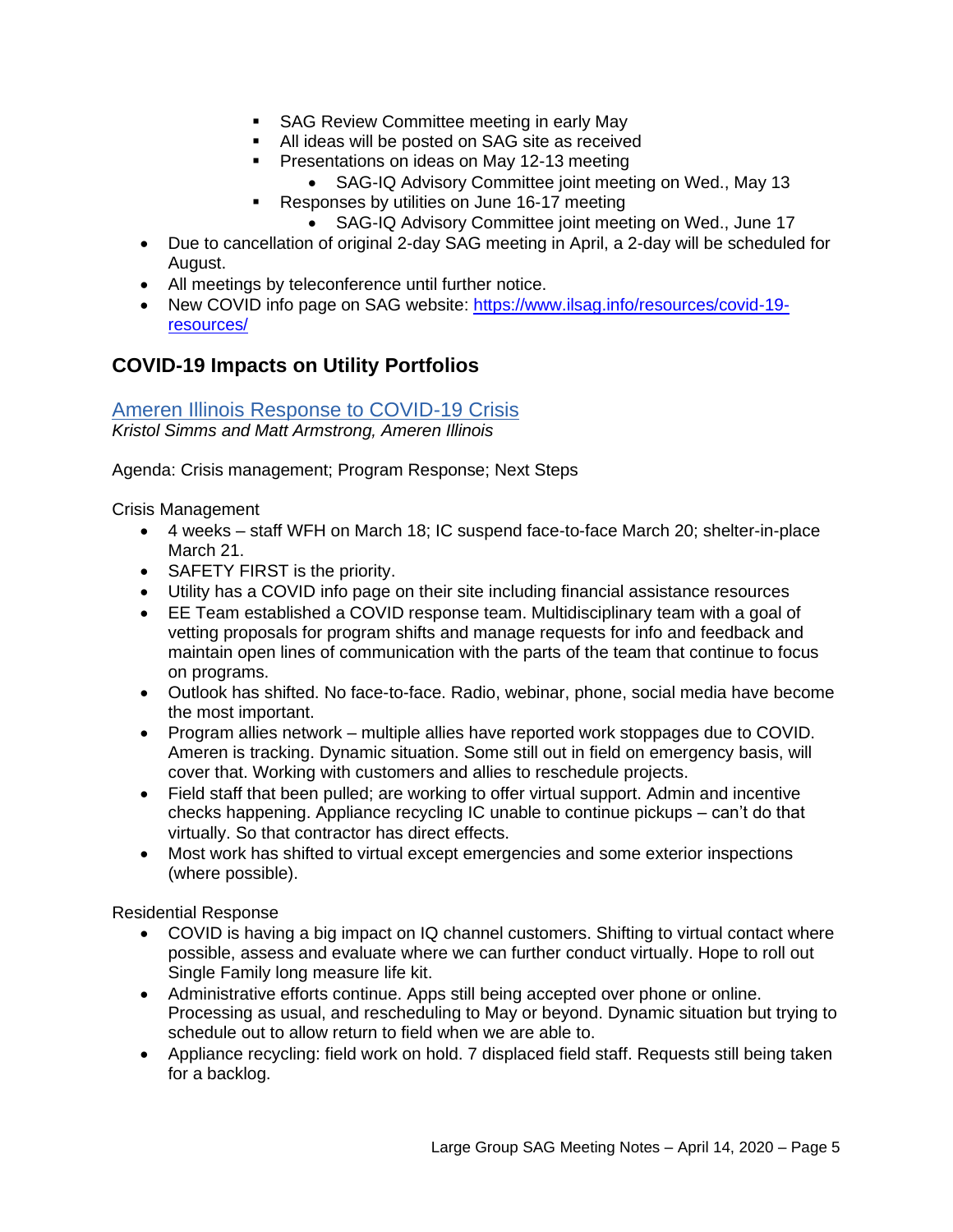- SAG Review Committee meeting in early May
    - All ideas will be posted on SAG site as received
    - Presentations on ideas on May 12-13 meeting
      - SAG-IQ Advisory Committee joint meeting on Wed., May 13
    - Responses by utilities on June 16-17 meeting
      - SAG-IQ Advisory Committee joint meeting on Wed., June 17
- Due to cancellation of original 2-day SAG meeting in April, a 2-day will be scheduled for August.
- All meetings by teleconference until further notice.
- New COVID info page on SAG website: https://www.ilsag.info/resources/covid-19-resources/

## COVID-19 Impacts on Utility Portfolios

### Ameren Illinois Response to COVID-19 Crisis

*Kristol Simms and Matt Armstrong, Ameren Illinois*

Agenda: Crisis management; Program Response; Next Steps

Crisis Management

- 4 weeks – staff WFH on March 18; IC suspend face-to-face March 20; shelter-in-place March 21.
- SAFETY FIRST is the priority.
- Utility has a COVID info page on their site including financial assistance resources
- EE Team established a COVID response team. Multidisciplinary team with a goal of vetting proposals for program shifts and manage requests for info and feedback and maintain open lines of communication with the parts of the team that continue to focus on programs.
- Outlook has shifted. No face-to-face. Radio, webinar, phone, social media have become the most important.
- Program allies network – multiple allies have reported work stoppages due to COVID. Ameren is tracking. Dynamic situation. Some still out in field on emergency basis, will cover that. Working with customers and allies to reschedule projects.
- Field staff that been pulled; are working to offer virtual support. Admin and incentive checks happening. Appliance recycling IC unable to continue pickups – can't do that virtually. So that contractor has direct effects.
- Most work has shifted to virtual except emergencies and some exterior inspections (where possible).

Residential Response

- COVID is having a big impact on IQ channel customers. Shifting to virtual contact where possible, assess and evaluate where we can further conduct virtually. Hope to roll out Single Family long measure life kit.
- Administrative efforts continue. Apps still being accepted over phone or online. Processing as usual, and rescheduling to May or beyond. Dynamic situation but trying to schedule out to allow return to field when we are able to.
- Appliance recycling: field work on hold. 7 displaced field staff. Requests still being taken for a backlog.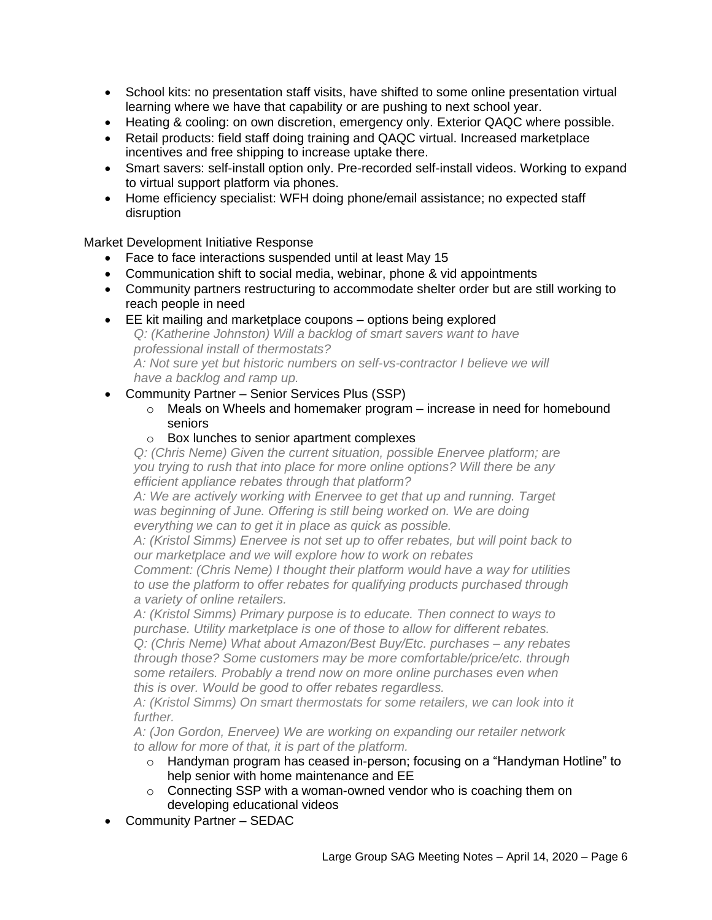- School kits: no presentation staff visits, have shifted to some online presentation virtual learning where we have that capability or are pushing to next school year.
- Heating & cooling: on own discretion, emergency only. Exterior QAQC where possible.
- Retail products: field staff doing training and QAQC virtual. Increased marketplace incentives and free shipping to increase uptake there.
- Smart savers: self-install option only. Pre-recorded self-install videos. Working to expand to virtual support platform via phones.
- Home efficiency specialist: WFH doing phone/email assistance; no expected staff disruption

Market Development Initiative Response

- Face to face interactions suspended until at least May 15
- Communication shift to social media, webinar, phone & vid appointments
- Community partners restructuring to accommodate shelter order but are still working to reach people in need
- EE kit mailing and marketplace coupons – options being explored

  *Q: (Katherine Johnston) Will a backlog of smart savers want to have professional install of thermostats?*

  *A: Not sure yet but historic numbers on self-vs-contractor I believe we will have a backlog and ramp up.*

- Community Partner – Senior Services Plus (SSP)
  - Meals on Wheels and homemaker program – increase in need for homebound seniors
  - Box lunches to senior apartment complexes

  *Q: (Chris Neme) Given the current situation, possible Enervee platform; are you trying to rush that into place for more online options? Will there be any efficient appliance rebates through that platform?*

  *A: We are actively working with Enervee to get that up and running. Target was beginning of June. Offering is still being worked on. We are doing everything we can to get it in place as quick as possible.*

  *A: (Kristol Simms) Enervee is not set up to offer rebates, but will point back to our marketplace and we will explore how to work on rebates*

  *Comment: (Chris Neme) I thought their platform would have a way for utilities to use the platform to offer rebates for qualifying products purchased through a variety of online retailers.*

  *A: (Kristol Simms) Primary purpose is to educate. Then connect to ways to purchase. Utility marketplace is one of those to allow for different rebates.*

  *Q: (Chris Neme) What about Amazon/Best Buy/Etc. purchases – any rebates through those? Some customers may be more comfortable/price/etc. through some retailers. Probably a trend now on more online purchases even when this is over. Would be good to offer rebates regardless.*

  *A: (Kristol Simms) On smart thermostats for some retailers, we can look into it further.*

  *A: (Jon Gordon, Enervee) We are working on expanding our retailer network to allow for more of that, it is part of the platform.*

  - Handyman program has ceased in-person; focusing on a "Handyman Hotline" to help senior with home maintenance and EE
  - Connecting SSP with a woman-owned vendor who is coaching them on developing educational videos
- Community Partner – SEDAC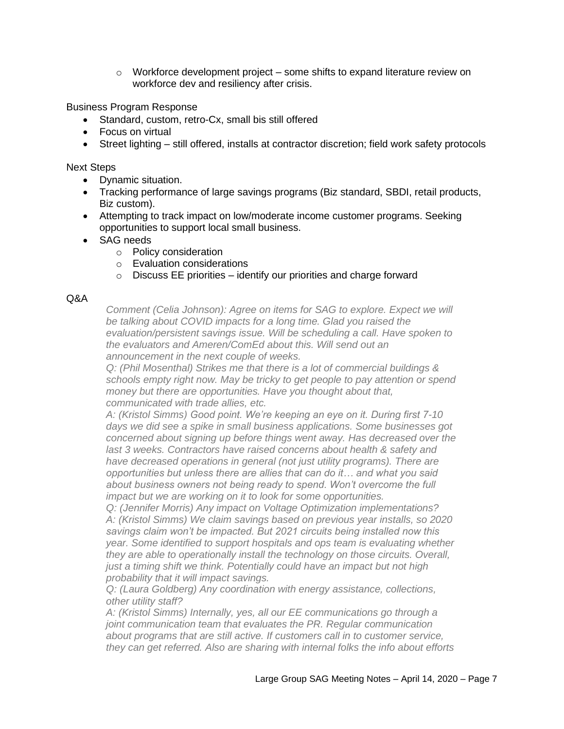- Workforce development project – some shifts to expand literature review on workforce dev and resiliency after crisis.

Business Program Response

- Standard, custom, retro-Cx, small bis still offered
- Focus on virtual
- Street lighting – still offered, installs at contractor discretion; field work safety protocols

Next Steps

- Dynamic situation.
- Tracking performance of large savings programs (Biz standard, SBDI, retail products, Biz custom).
- Attempting to track impact on low/moderate income customer programs. Seeking opportunities to support local small business.
- SAG needs
  - Policy consideration
  - Evaluation considerations
  - Discuss EE priorities – identify our priorities and charge forward

Q&A

*Comment (Celia Johnson): Agree on items for SAG to explore. Expect we will be talking about COVID impacts for a long time. Glad you raised the evaluation/persistent savings issue. Will be scheduling a call. Have spoken to the evaluators and Ameren/ComEd about this. Will send out an announcement in the next couple of weeks.*

*Q: (Phil Mosenthal) Strikes me that there is a lot of commercial buildings & schools empty right now. May be tricky to get people to pay attention or spend money but there are opportunities. Have you thought about that, communicated with trade allies, etc.*

*A: (Kristol Simms) Good point. We're keeping an eye on it. During first 7-10 days we did see a spike in small business applications. Some businesses got concerned about signing up before things went away. Has decreased over the last 3 weeks. Contractors have raised concerns about health & safety and have decreased operations in general (not just utility programs). There are opportunities but unless there are allies that can do it… and what you said about business owners not being ready to spend. Won't overcome the full impact but we are working on it to look for some opportunities.*

*Q: (Jennifer Morris) Any impact on Voltage Optimization implementations?*

*A: (Kristol Simms) We claim savings based on previous year installs, so 2020 savings claim won't be impacted. But 2021 circuits being installed now this year. Some identified to support hospitals and ops team is evaluating whether they are able to operationally install the technology on those circuits. Overall, just a timing shift we think. Potentially could have an impact but not high probability that it will impact savings.*

*Q: (Laura Goldberg) Any coordination with energy assistance, collections, other utility staff?*

*A: (Kristol Simms) Internally, yes, all our EE communications go through a joint communication team that evaluates the PR. Regular communication about programs that are still active. If customers call in to customer service, they can get referred. Also are sharing with internal folks the info about efforts*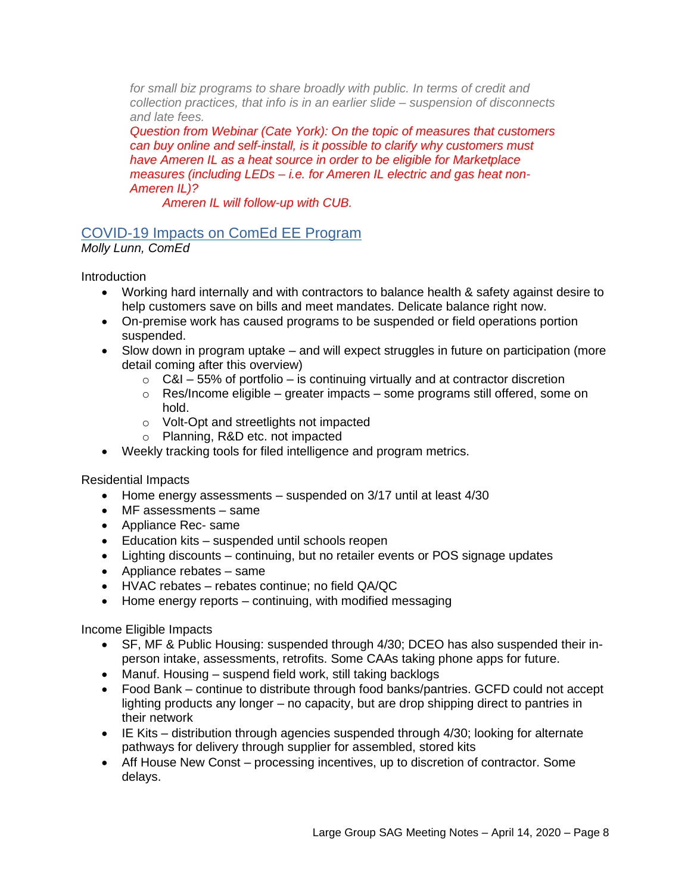*for small biz programs to share broadly with public. In terms of credit and collection practices, that info is in an earlier slide – suspension of disconnects and late fees.*

*Question from Webinar (Cate York): On the topic of measures that customers can buy online and self-install, is it possible to clarify why customers must have Ameren IL as a heat source in order to be eligible for Marketplace measures (including LEDs – i.e. for Ameren IL electric and gas heat non-Ameren IL)?*

*Ameren IL will follow-up with CUB.*

## COVID-19 Impacts on ComEd EE Program

*Molly Lunn, ComEd*

Introduction

- Working hard internally and with contractors to balance health & safety against desire to help customers save on bills and meet mandates. Delicate balance right now.
- On-premise work has caused programs to be suspended or field operations portion suspended.
- Slow down in program uptake – and will expect struggles in future on participation (more detail coming after this overview)
  - C&I – 55% of portfolio – is continuing virtually and at contractor discretion
  - Res/Income eligible – greater impacts – some programs still offered, some on hold.
  - Volt-Opt and streetlights not impacted
  - Planning, R&D etc. not impacted
- Weekly tracking tools for filed intelligence and program metrics.

Residential Impacts

- Home energy assessments – suspended on 3/17 until at least 4/30
- MF assessments – same
- Appliance Rec- same
- Education kits – suspended until schools reopen
- Lighting discounts – continuing, but no retailer events or POS signage updates
- Appliance rebates – same
- HVAC rebates – rebates continue; no field QA/QC
- Home energy reports – continuing, with modified messaging

Income Eligible Impacts

- SF, MF & Public Housing: suspended through 4/30; DCEO has also suspended their in-person intake, assessments, retrofits. Some CAAs taking phone apps for future.
- Manuf. Housing – suspend field work, still taking backlogs
- Food Bank – continue to distribute through food banks/pantries. GCFD could not accept lighting products any longer – no capacity, but are drop shipping direct to pantries in their network
- IE Kits – distribution through agencies suspended through 4/30; looking for alternate pathways for delivery through supplier for assembled, stored kits
- Aff House New Const – processing incentives, up to discretion of contractor. Some delays.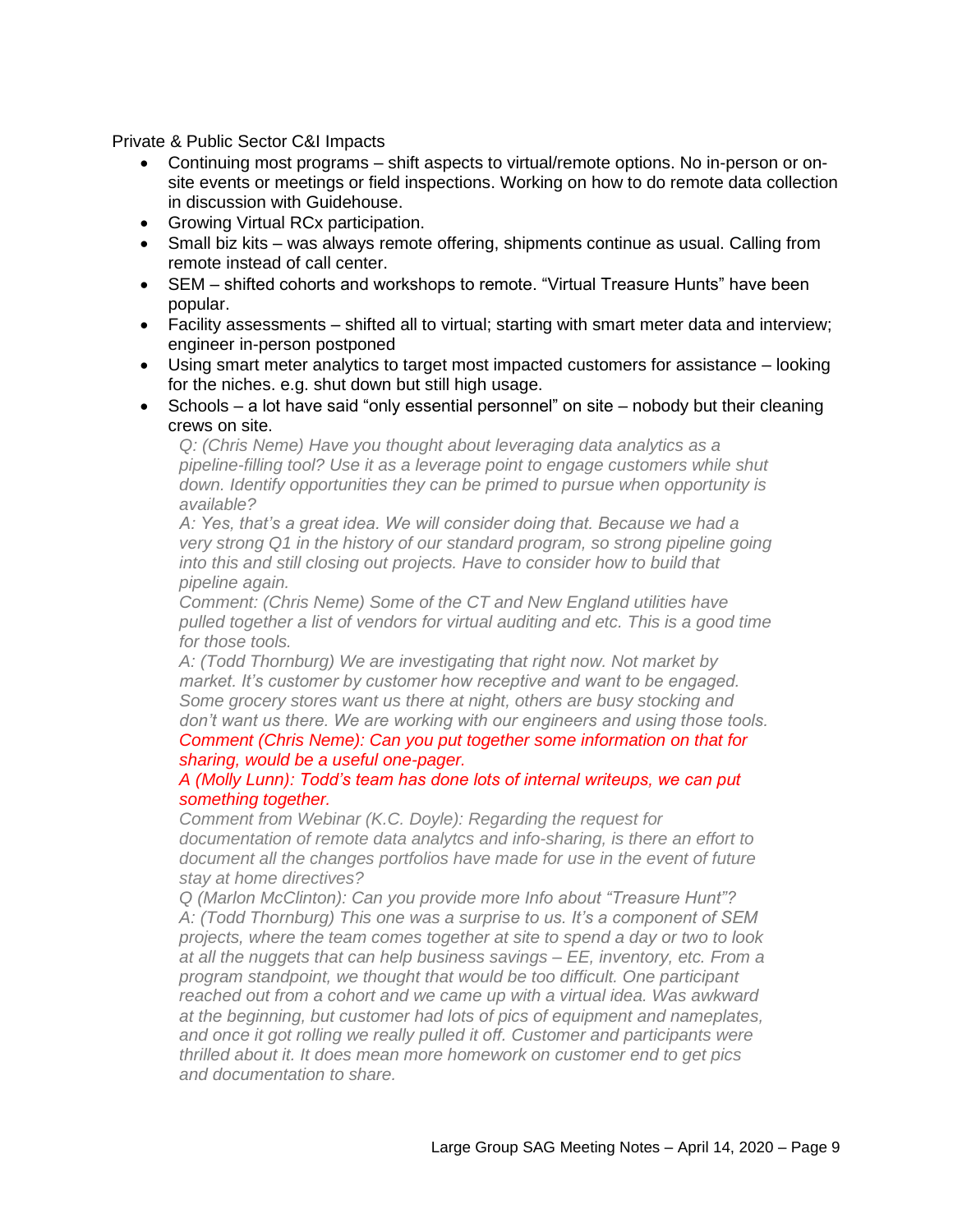Private & Public Sector C&I Impacts

- Continuing most programs – shift aspects to virtual/remote options. No in-person or on-site events or meetings or field inspections. Working on how to do remote data collection in discussion with Guidehouse.
- Growing Virtual RCx participation.
- Small biz kits – was always remote offering, shipments continue as usual. Calling from remote instead of call center.
- SEM – shifted cohorts and workshops to remote. "Virtual Treasure Hunts" have been popular.
- Facility assessments – shifted all to virtual; starting with smart meter data and interview; engineer in-person postponed
- Using smart meter analytics to target most impacted customers for assistance – looking for the niches. e.g. shut down but still high usage.
- Schools – a lot have said "only essential personnel" on site – nobody but their cleaning crews on site.

  *Q: (Chris Neme) Have you thought about leveraging data analytics as a pipeline-filling tool? Use it as a leverage point to engage customers while shut down. Identify opportunities they can be primed to pursue when opportunity is available?*

  *A: Yes, that's a great idea. We will consider doing that. Because we had a very strong Q1 in the history of our standard program, so strong pipeline going into this and still closing out projects. Have to consider how to build that pipeline again.*

  *Comment: (Chris Neme) Some of the CT and New England utilities have pulled together a list of vendors for virtual auditing and etc. This is a good time for those tools.*

  *A: (Todd Thornburg) We are investigating that right now. Not market by market. It's customer by customer how receptive and want to be engaged. Some grocery stores want us there at night, others are busy stocking and don't want us there. We are working with our engineers and using those tools.*

  *Comment (Chris Neme): Can you put together some information on that for sharing, would be a useful one-pager.*

  *A (Molly Lunn): Todd's team has done lots of internal writeups, we can put something together.*

  *Comment from Webinar (K.C. Doyle): Regarding the request for documentation of remote data analytcs and info-sharing, is there an effort to document all the changes portfolios have made for use in the event of future stay at home directives?*

  *Q (Marlon McClinton): Can you provide more Info about "Treasure Hunt"?*

  *A: (Todd Thornburg) This one was a surprise to us. It's a component of SEM projects, where the team comes together at site to spend a day or two to look at all the nuggets that can help business savings – EE, inventory, etc. From a program standpoint, we thought that would be too difficult. One participant reached out from a cohort and we came up with a virtual idea. Was awkward at the beginning, but customer had lots of pics of equipment and nameplates, and once it got rolling we really pulled it off. Customer and participants were thrilled about it. It does mean more homework on customer end to get pics and documentation to share.*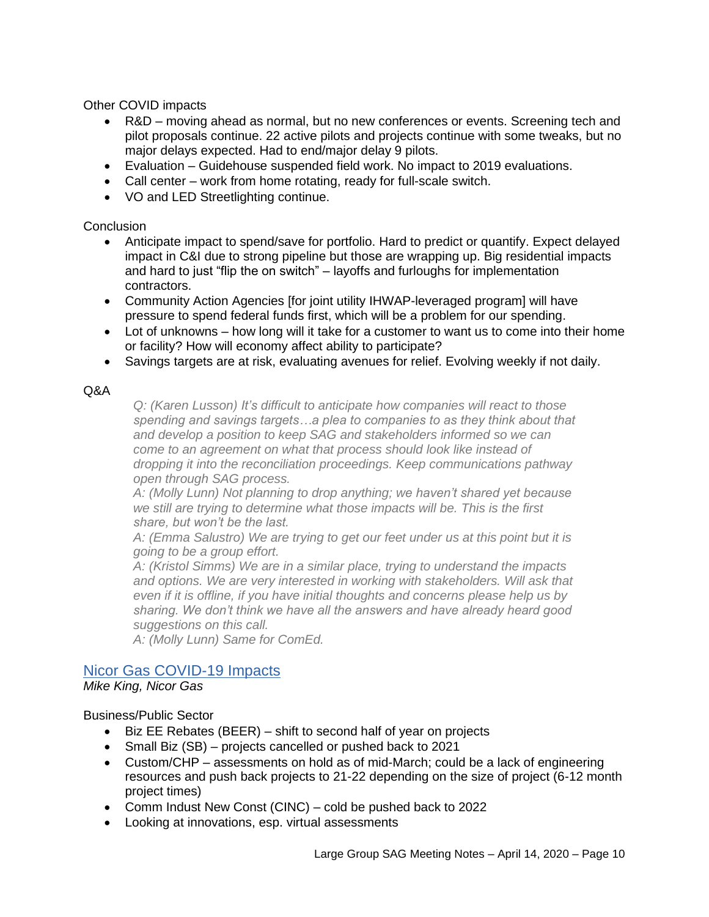Other COVID impacts

- R&D – moving ahead as normal, but no new conferences or events. Screening tech and pilot proposals continue. 22 active pilots and projects continue with some tweaks, but no major delays expected. Had to end/major delay 9 pilots.
- Evaluation – Guidehouse suspended field work. No impact to 2019 evaluations.
- Call center – work from home rotating, ready for full-scale switch.
- VO and LED Streetlighting continue.

Conclusion

- Anticipate impact to spend/save for portfolio. Hard to predict or quantify. Expect delayed impact in C&I due to strong pipeline but those are wrapping up. Big residential impacts and hard to just "flip the on switch" – layoffs and furloughs for implementation contractors.
- Community Action Agencies [for joint utility IHWAP-leveraged program] will have pressure to spend federal funds first, which will be a problem for our spending.
- Lot of unknowns – how long will it take for a customer to want us to come into their home or facility? How will economy affect ability to participate?
- Savings targets are at risk, evaluating avenues for relief. Evolving weekly if not daily.

Q&A

> *Q: (Karen Lusson) It's difficult to anticipate how companies will react to those spending and savings targets…a plea to companies to as they think about that and develop a position to keep SAG and stakeholders informed so we can come to an agreement on what that process should look like instead of dropping it into the reconciliation proceedings. Keep communications pathway open through SAG process.*
>
> *A: (Molly Lunn) Not planning to drop anything; we haven't shared yet because we still are trying to determine what those impacts will be. This is the first share, but won't be the last.*
>
> *A: (Emma Salustro) We are trying to get our feet under us at this point but it is going to be a group effort.*
>
> *A: (Kristol Simms) We are in a similar place, trying to understand the impacts and options. We are very interested in working with stakeholders. Will ask that even if it is offline, if you have initial thoughts and concerns please help us by sharing. We don't think we have all the answers and have already heard good suggestions on this call.*
>
> *A: (Molly Lunn) Same for ComEd.*

## Nicor Gas COVID-19 Impacts

*Mike King, Nicor Gas*

Business/Public Sector

- Biz EE Rebates (BEER) – shift to second half of year on projects
- Small Biz (SB) – projects cancelled or pushed back to 2021
- Custom/CHP – assessments on hold as of mid-March; could be a lack of engineering resources and push back projects to 21-22 depending on the size of project (6-12 month project times)
- Comm Indust New Const (CINC) – cold be pushed back to 2022
- Looking at innovations, esp. virtual assessments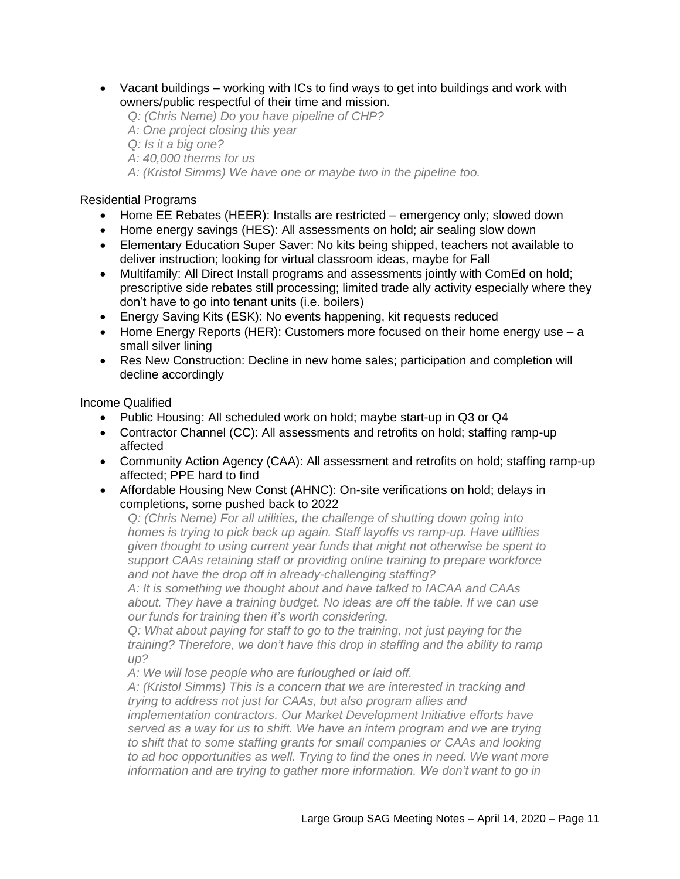- Vacant buildings – working with ICs to find ways to get into buildings and work with owners/public respectful of their time and mission.
  *Q: (Chris Neme) Do you have pipeline of CHP?*
  *A: One project closing this year*
  *Q: Is it a big one?*
  *A: 40,000 therms for us*
  *A: (Kristol Simms) We have one or maybe two in the pipeline too.*

Residential Programs

- Home EE Rebates (HEER): Installs are restricted – emergency only; slowed down
- Home energy savings (HES): All assessments on hold; air sealing slow down
- Elementary Education Super Saver: No kits being shipped, teachers not available to deliver instruction; looking for virtual classroom ideas, maybe for Fall
- Multifamily: All Direct Install programs and assessments jointly with ComEd on hold; prescriptive side rebates still processing; limited trade ally activity especially where they don't have to go into tenant units (i.e. boilers)
- Energy Saving Kits (ESK): No events happening, kit requests reduced
- Home Energy Reports (HER): Customers more focused on their home energy use – a small silver lining
- Res New Construction: Decline in new home sales; participation and completion will decline accordingly

Income Qualified

- Public Housing: All scheduled work on hold; maybe start-up in Q3 or Q4
- Contractor Channel (CC): All assessments and retrofits on hold; staffing ramp-up affected
- Community Action Agency (CAA): All assessment and retrofits on hold; staffing ramp-up affected; PPE hard to find
- Affordable Housing New Const (AHNC): On-site verifications on hold; delays in completions, some pushed back to 2022
  *Q: (Chris Neme) For all utilities, the challenge of shutting down going into homes is trying to pick back up again. Staff layoffs vs ramp-up. Have utilities given thought to using current year funds that might not otherwise be spent to support CAAs retaining staff or providing online training to prepare workforce and not have the drop off in already-challenging staffing?*
  *A: It is something we thought about and have talked to IACAA and CAAs about. They have a training budget. No ideas are off the table. If we can use our funds for training then it's worth considering.*
  *Q: What about paying for staff to go to the training, not just paying for the training? Therefore, we don't have this drop in staffing and the ability to ramp up?*
  *A: We will lose people who are furloughed or laid off.*
  *A: (Kristol Simms) This is a concern that we are interested in tracking and trying to address not just for CAAs, but also program allies and implementation contractors. Our Market Development Initiative efforts have served as a way for us to shift. We have an intern program and we are trying to shift that to some staffing grants for small companies or CAAs and looking to ad hoc opportunities as well. Trying to find the ones in need. We want more information and are trying to gather more information. We don't want to go in*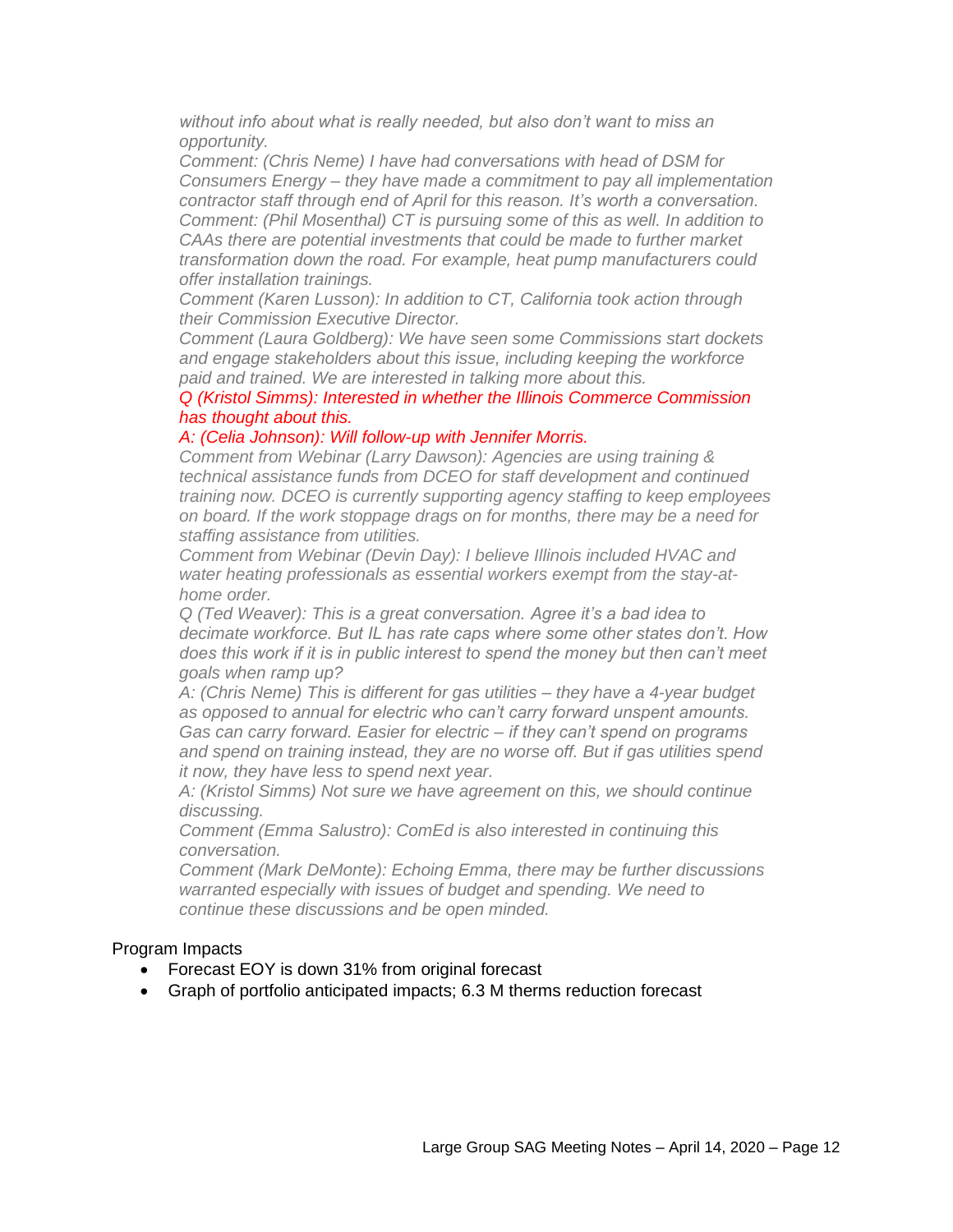*without info about what is really needed, but also don't want to miss an opportunity.*

*Comment: (Chris Neme) I have had conversations with head of DSM for Consumers Energy – they have made a commitment to pay all implementation contractor staff through end of April for this reason. It's worth a conversation.*

*Comment: (Phil Mosenthal) CT is pursuing some of this as well. In addition to CAAs there are potential investments that could be made to further market transformation down the road. For example, heat pump manufacturers could offer installation trainings.*

*Comment (Karen Lusson): In addition to CT, California took action through their Commission Executive Director.*

*Comment (Laura Goldberg): We have seen some Commissions start dockets and engage stakeholders about this issue, including keeping the workforce paid and trained. We are interested in talking more about this.*

*Q (Kristol Simms): Interested in whether the Illinois Commerce Commission has thought about this.*

*A: (Celia Johnson): Will follow-up with Jennifer Morris.*

*Comment from Webinar (Larry Dawson): Agencies are using training & technical assistance funds from DCEO for staff development and continued training now. DCEO is currently supporting agency staffing to keep employees on board. If the work stoppage drags on for months, there may be a need for staffing assistance from utilities.*

*Comment from Webinar (Devin Day): I believe Illinois included HVAC and water heating professionals as essential workers exempt from the stay-at-home order.*

*Q (Ted Weaver): This is a great conversation. Agree it's a bad idea to decimate workforce. But IL has rate caps where some other states don't. How does this work if it is in public interest to spend the money but then can't meet goals when ramp up?*

*A: (Chris Neme) This is different for gas utilities – they have a 4-year budget as opposed to annual for electric who can't carry forward unspent amounts. Gas can carry forward. Easier for electric – if they can't spend on programs and spend on training instead, they are no worse off. But if gas utilities spend it now, they have less to spend next year.*

*A: (Kristol Simms) Not sure we have agreement on this, we should continue discussing.*

*Comment (Emma Salustro): ComEd is also interested in continuing this conversation.*

*Comment (Mark DeMonte): Echoing Emma, there may be further discussions warranted especially with issues of budget and spending. We need to continue these discussions and be open minded.*

Program Impacts

- Forecast EOY is down 31% from original forecast
- Graph of portfolio anticipated impacts; 6.3 M therms reduction forecast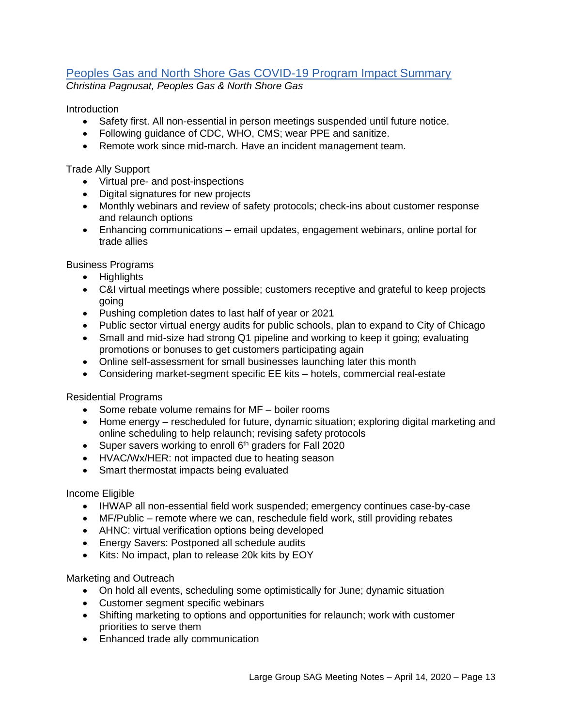## [Peoples Gas and North Shore Gas COVID-19 Program Impact Summary]

*Christina Pagnusat, Peoples Gas & North Shore Gas*

Introduction

- Safety first. All non-essential in person meetings suspended until future notice.
- Following guidance of CDC, WHO, CMS; wear PPE and sanitize.
- Remote work since mid-march. Have an incident management team.

Trade Ally Support

- Virtual pre- and post-inspections
- Digital signatures for new projects
- Monthly webinars and review of safety protocols; check-ins about customer response and relaunch options
- Enhancing communications – email updates, engagement webinars, online portal for trade allies

Business Programs

- Highlights
- C&I virtual meetings where possible; customers receptive and grateful to keep projects going
- Pushing completion dates to last half of year or 2021
- Public sector virtual energy audits for public schools, plan to expand to City of Chicago
- Small and mid-size had strong Q1 pipeline and working to keep it going; evaluating promotions or bonuses to get customers participating again
- Online self-assessment for small businesses launching later this month
- Considering market-segment specific EE kits – hotels, commercial real-estate

Residential Programs

- Some rebate volume remains for MF – boiler rooms
- Home energy – rescheduled for future, dynamic situation; exploring digital marketing and online scheduling to help relaunch; revising safety protocols
- Super savers working to enroll 6th graders for Fall 2020
- HVAC/Wx/HER: not impacted due to heating season
- Smart thermostat impacts being evaluated

Income Eligible

- IHWAP all non-essential field work suspended; emergency continues case-by-case
- MF/Public – remote where we can, reschedule field work, still providing rebates
- AHNC: virtual verification options being developed
- Energy Savers: Postponed all schedule audits
- Kits: No impact, plan to release 20k kits by EOY

Marketing and Outreach

- On hold all events, scheduling some optimistically for June; dynamic situation
- Customer segment specific webinars
- Shifting marketing to options and opportunities for relaunch; work with customer priorities to serve them
- Enhanced trade ally communication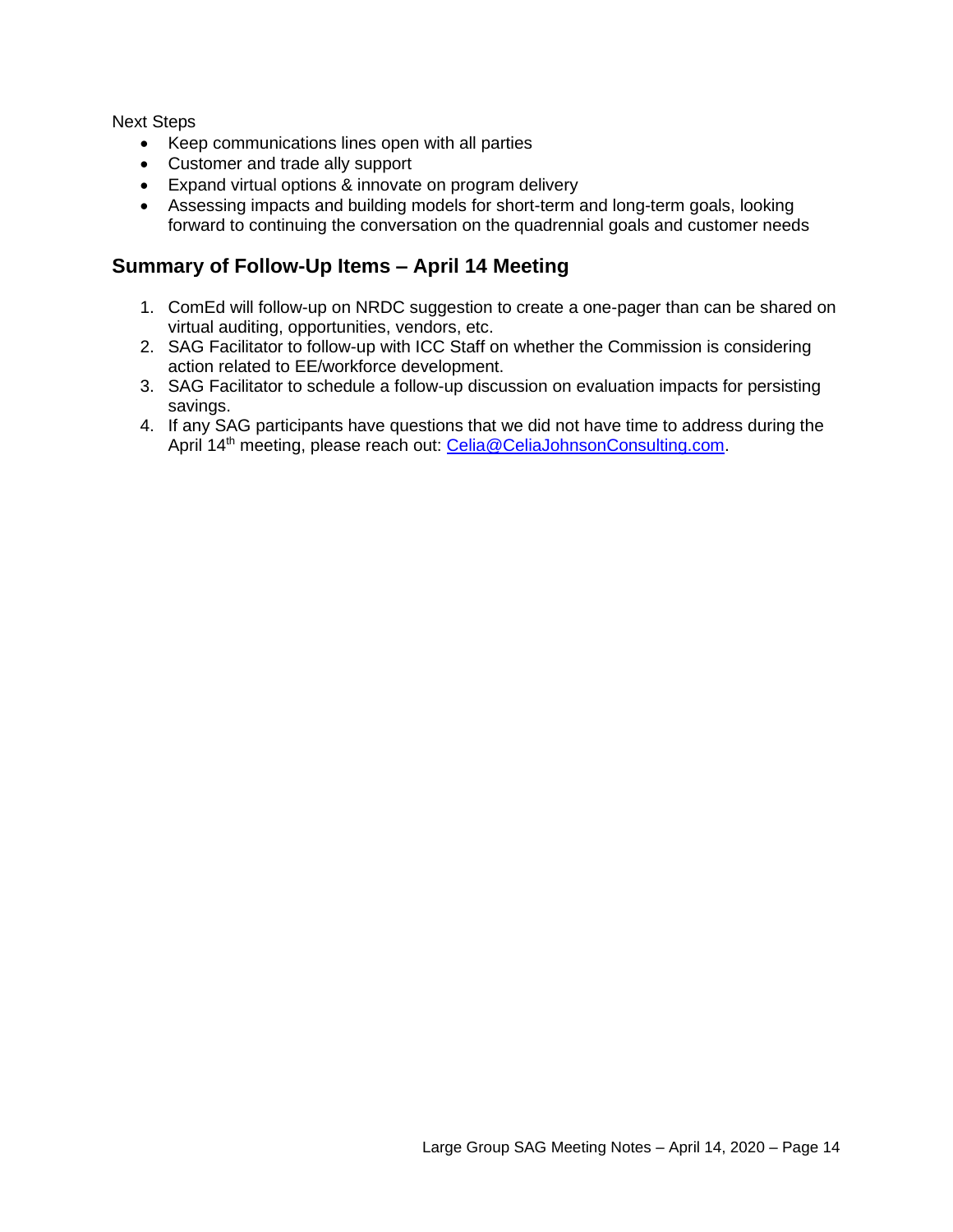Next Steps

- Keep communications lines open with all parties
- Customer and trade ally support
- Expand virtual options & innovate on program delivery
- Assessing impacts and building models for short-term and long-term goals, looking forward to continuing the conversation on the quadrennial goals and customer needs

## Summary of Follow-Up Items – April 14 Meeting

1. ComEd will follow-up on NRDC suggestion to create a one-pager than can be shared on virtual auditing, opportunities, vendors, etc.
2. SAG Facilitator to follow-up with ICC Staff on whether the Commission is considering action related to EE/workforce development.
3. SAG Facilitator to schedule a follow-up discussion on evaluation impacts for persisting savings.
4. If any SAG participants have questions that we did not have time to address during the April 14th meeting, please reach out: Celia@CeliaJohnsonConsulting.com.